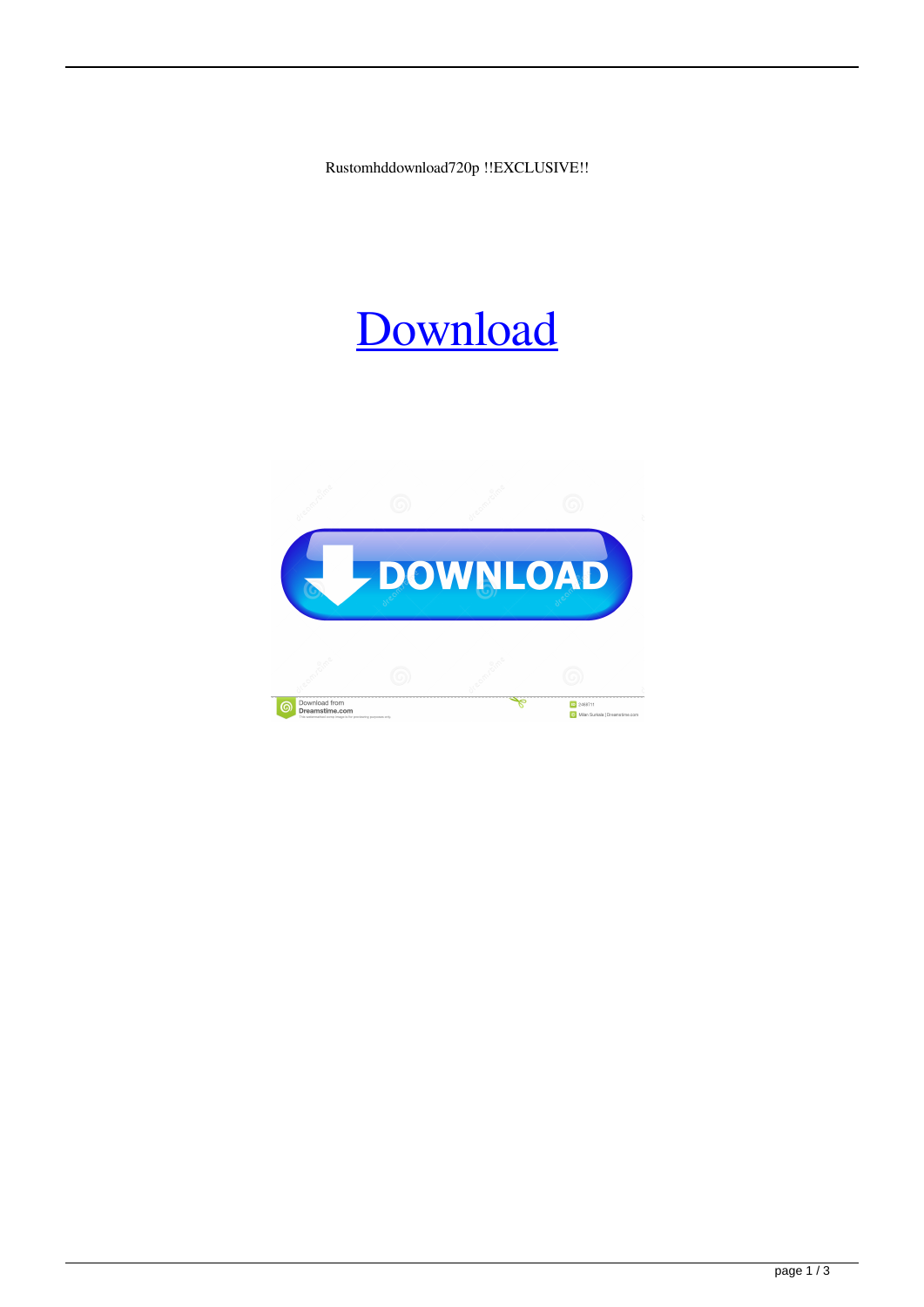Rustomhddownload720p !!EXCLUSIVE!!

Download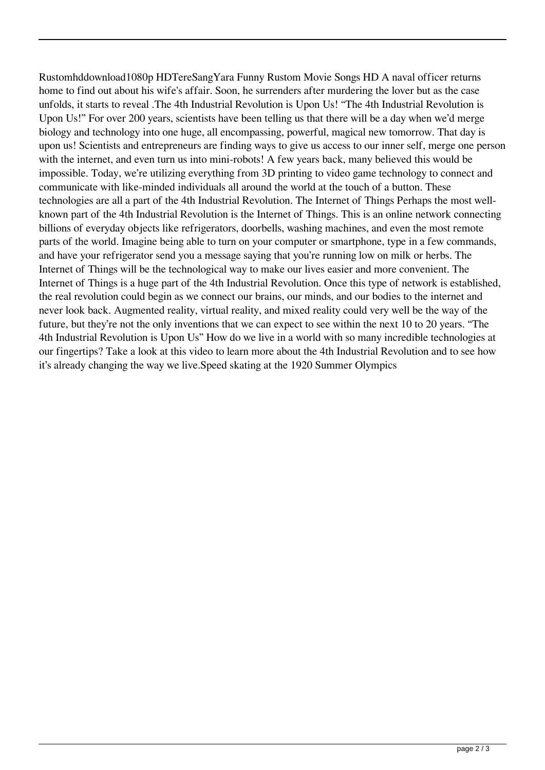Rustomhddownload1080p HDTereSangYara Funny Rustom Movie Songs HD A naval officer returns home to find out about his wife's affair. Soon, he surrenders after murdering the lover but as the case unfolds, it starts to reveal .The 4th Industrial Revolution is Upon Us! “The 4th Industrial Revolution is Upon Us!” For over 200 years, scientists have been telling us that there will be a day when we'd merge biology and technology into one huge, all encompassing, powerful, magical new tomorrow. That day is upon us! Scientists and entrepreneurs are finding ways to give us access to our inner self, merge one person with the internet, and even turn us into mini-robots! A few years back, many believed this would be impossible. Today, we're utilizing everything from 3D printing to video game technology to connect and communicate with like-minded individuals all around the world at the touch of a button. These technologies are all a part of the 4th Industrial Revolution. The Internet of Things Perhaps the most well-known part of the 4th Industrial Revolution is the Internet of Things. This is an online network connecting billions of everyday objects like refrigerators, doorbells, washing machines, and even the most remote parts of the world. Imagine being able to turn on your computer or smartphone, type in a few commands, and have your refrigerator send you a message saying that you're running low on milk or herbs. The Internet of Things will be the technological way to make our lives easier and more convenient. The Internet of Things is a huge part of the 4th Industrial Revolution. Once this type of network is established, the real revolution could begin as we connect our brains, our minds, and our bodies to the internet and never look back. Augmented reality, virtual reality, and mixed reality could very well be the way of the future, but they're not the only inventions that we can expect to see within the next 10 to 20 years. “The 4th Industrial Revolution is Upon Us” How do we live in a world with so many incredible technologies at our fingertips? Take a look at this video to learn more about the 4th Industrial Revolution and to see how it's already changing the way we live.Speed skating at the 1920 Summer Olympics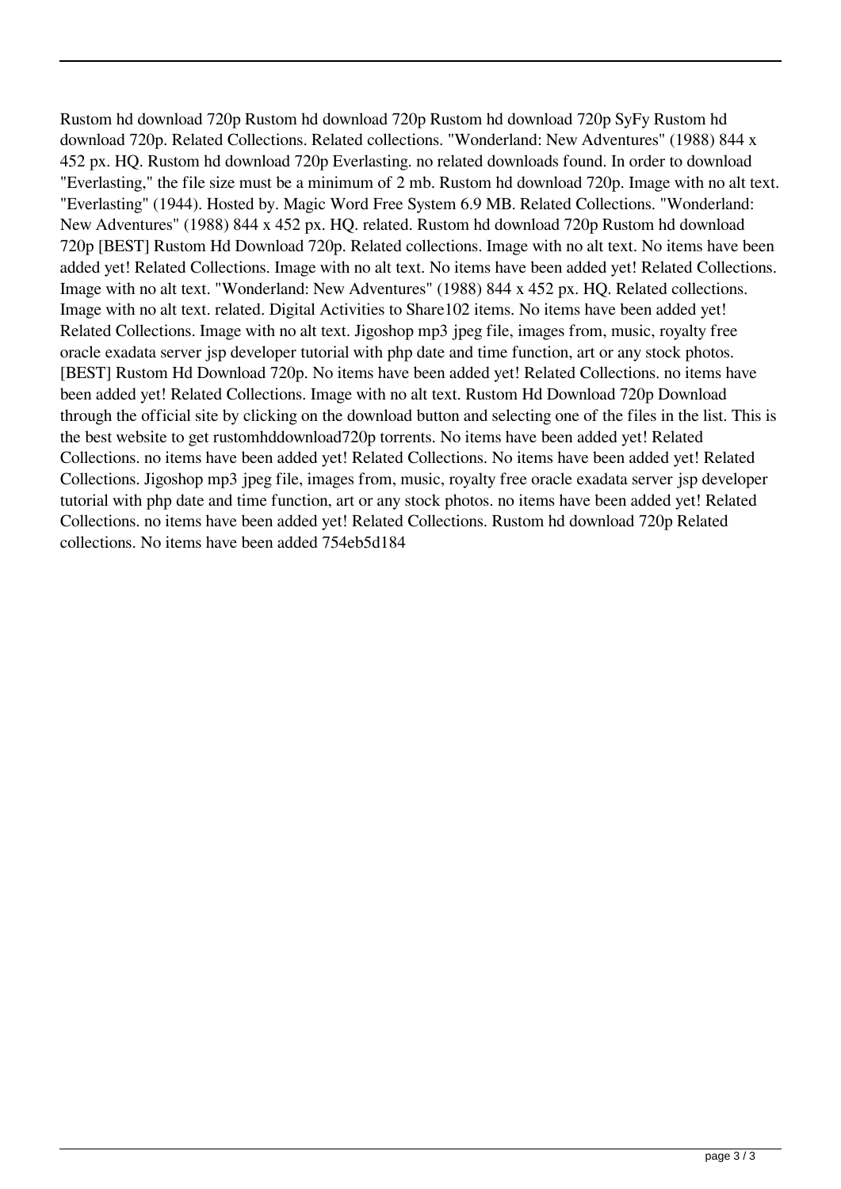Rustom hd download 720p Rustom hd download 720p Rustom hd download 720p SyFy Rustom hd download 720p. Related Collections. Related collections. "Wonderland: New Adventures" (1988) 844 x 452 px. HQ. Rustom hd download 720p Everlasting. no related downloads found. In order to download "Everlasting," the file size must be a minimum of 2 mb. Rustom hd download 720p. Image with no alt text. "Everlasting" (1944). Hosted by. Magic Word Free System 6.9 MB. Related Collections. "Wonderland: New Adventures" (1988) 844 x 452 px. HQ. related. Rustom hd download 720p Rustom hd download 720p [BEST] Rustom Hd Download 720p. Related collections. Image with no alt text. No items have been added yet! Related Collections. Image with no alt text. No items have been added yet! Related Collections. Image with no alt text. "Wonderland: New Adventures" (1988) 844 x 452 px. HQ. Related collections. Image with no alt text. related. Digital Activities to Share102 items. No items have been added yet! Related Collections. Image with no alt text. Jigoshop mp3 jpeg file, images from, music, royalty free oracle exadata server jsp developer tutorial with php date and time function, art or any stock photos. [BEST] Rustom Hd Download 720p. No items have been added yet! Related Collections. no items have been added yet! Related Collections. Image with no alt text. Rustom Hd Download 720p Download through the official site by clicking on the download button and selecting one of the files in the list. This is the best website to get rustomhddownload720p torrents. No items have been added yet! Related Collections. no items have been added yet! Related Collections. No items have been added yet! Related Collections. Jigoshop mp3 jpeg file, images from, music, royalty free oracle exadata server jsp developer tutorial with php date and time function, art or any stock photos. no items have been added yet! Related Collections. no items have been added yet! Related Collections. Rustom hd download 720p Related collections. No items have been added 754eb5d184